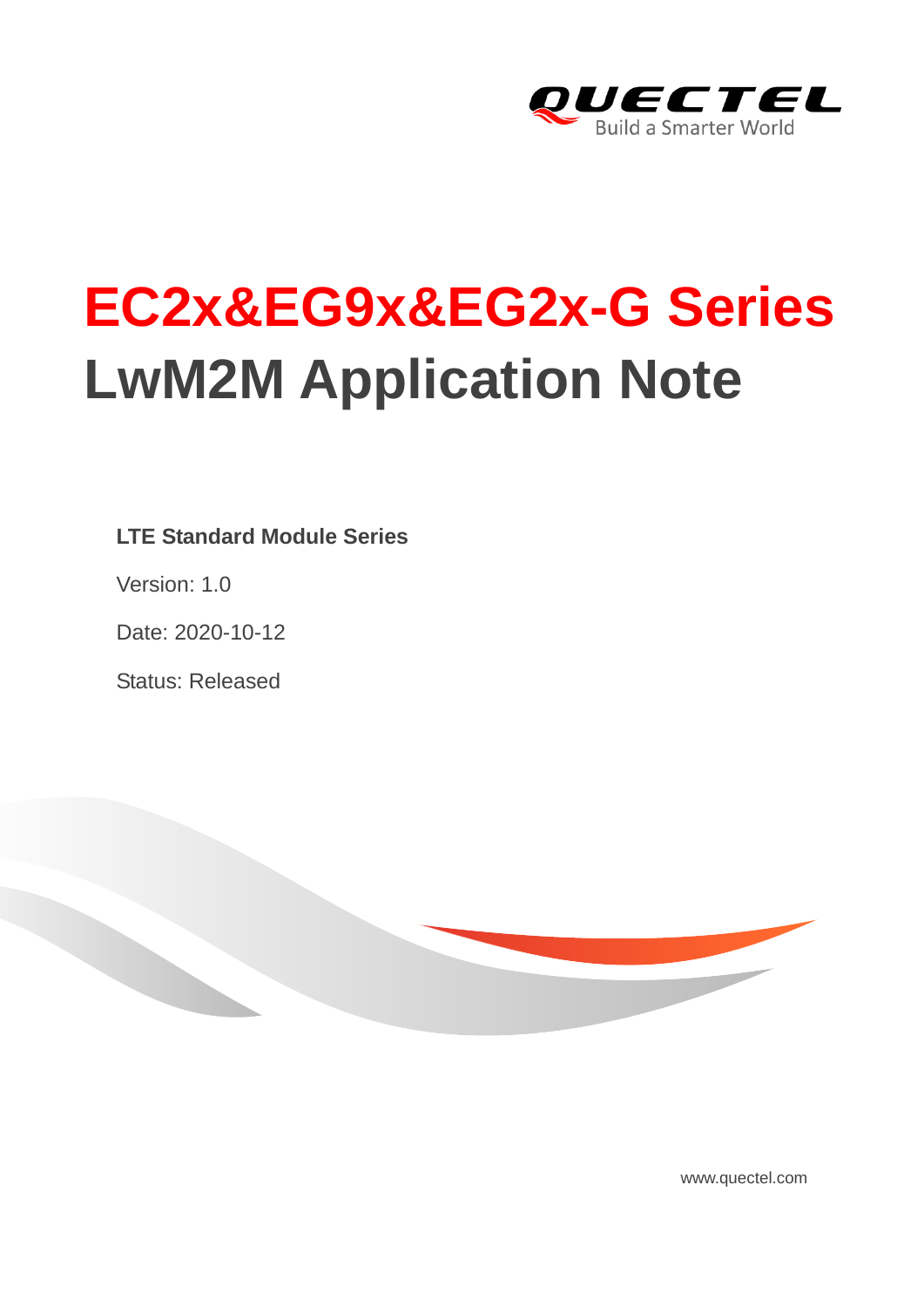QUECTEL

Build a Smarter World

# EC2x&EG9x&EG2x-G Series LwM2M Application Note

**LTE Standard Module Series**

Version: 1.0

Date: 2020-10-12

Status: Released

www.quectel.com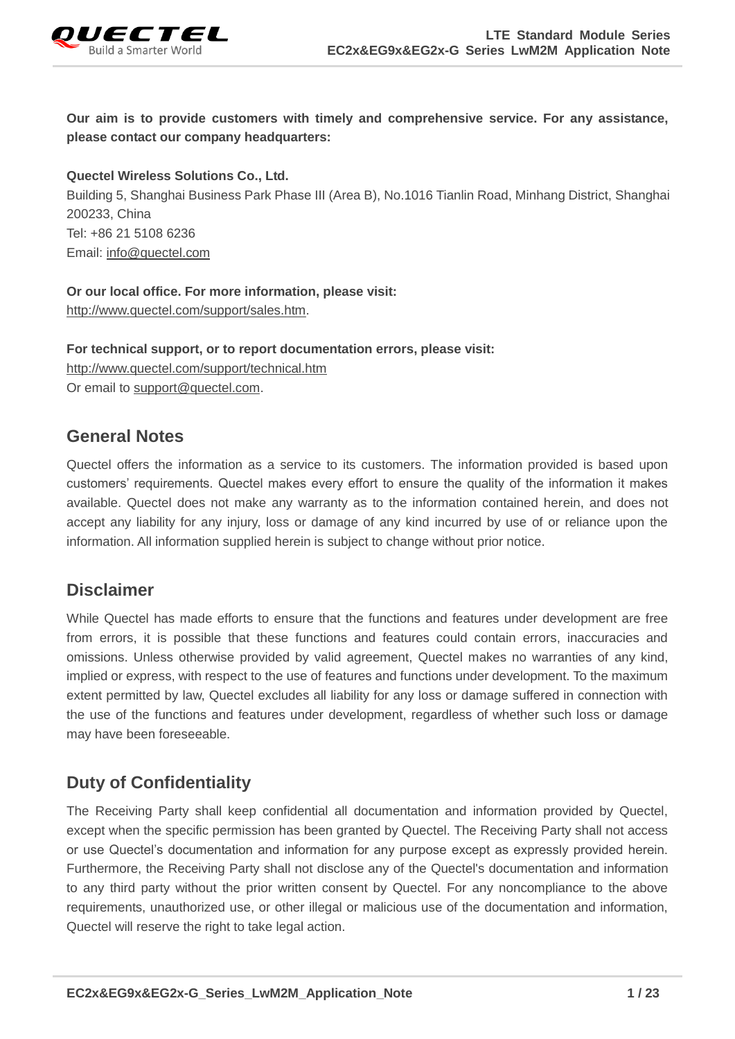**Our aim is to provide customers with timely and comprehensive service. For any assistance, please contact our company headquarters:**

**Quectel Wireless Solutions Co., Ltd.**
Building 5, Shanghai Business Park Phase III (Area B), No.1016 Tianlin Road, Minhang District, Shanghai 200233, China
Tel: +86 21 5108 6236
Email: info@quectel.com

**Or our local office. For more information, please visit:**
http://www.quectel.com/support/sales.htm.

**For technical support, or to report documentation errors, please visit:**
http://www.quectel.com/support/technical.htm
Or email to support@quectel.com.

## General Notes

Quectel offers the information as a service to its customers. The information provided is based upon customers' requirements. Quectel makes every effort to ensure the quality of the information it makes available. Quectel does not make any warranty as to the information contained herein, and does not accept any liability for any injury, loss or damage of any kind incurred by use of or reliance upon the information. All information supplied herein is subject to change without prior notice.

## Disclaimer

While Quectel has made efforts to ensure that the functions and features under development are free from errors, it is possible that these functions and features could contain errors, inaccuracies and omissions. Unless otherwise provided by valid agreement, Quectel makes no warranties of any kind, implied or express, with respect to the use of features and functions under development. To the maximum extent permitted by law, Quectel excludes all liability for any loss or damage suffered in connection with the use of the functions and features under development, regardless of whether such loss or damage may have been foreseeable.

## Duty of Confidentiality

The Receiving Party shall keep confidential all documentation and information provided by Quectel, except when the specific permission has been granted by Quectel. The Receiving Party shall not access or use Quectel's documentation and information for any purpose except as expressly provided herein. Furthermore, the Receiving Party shall not disclose any of the Quectel's documentation and information to any third party without the prior written consent by Quectel. For any noncompliance to the above requirements, unauthorized use, or other illegal or malicious use of the documentation and information, Quectel will reserve the right to take legal action.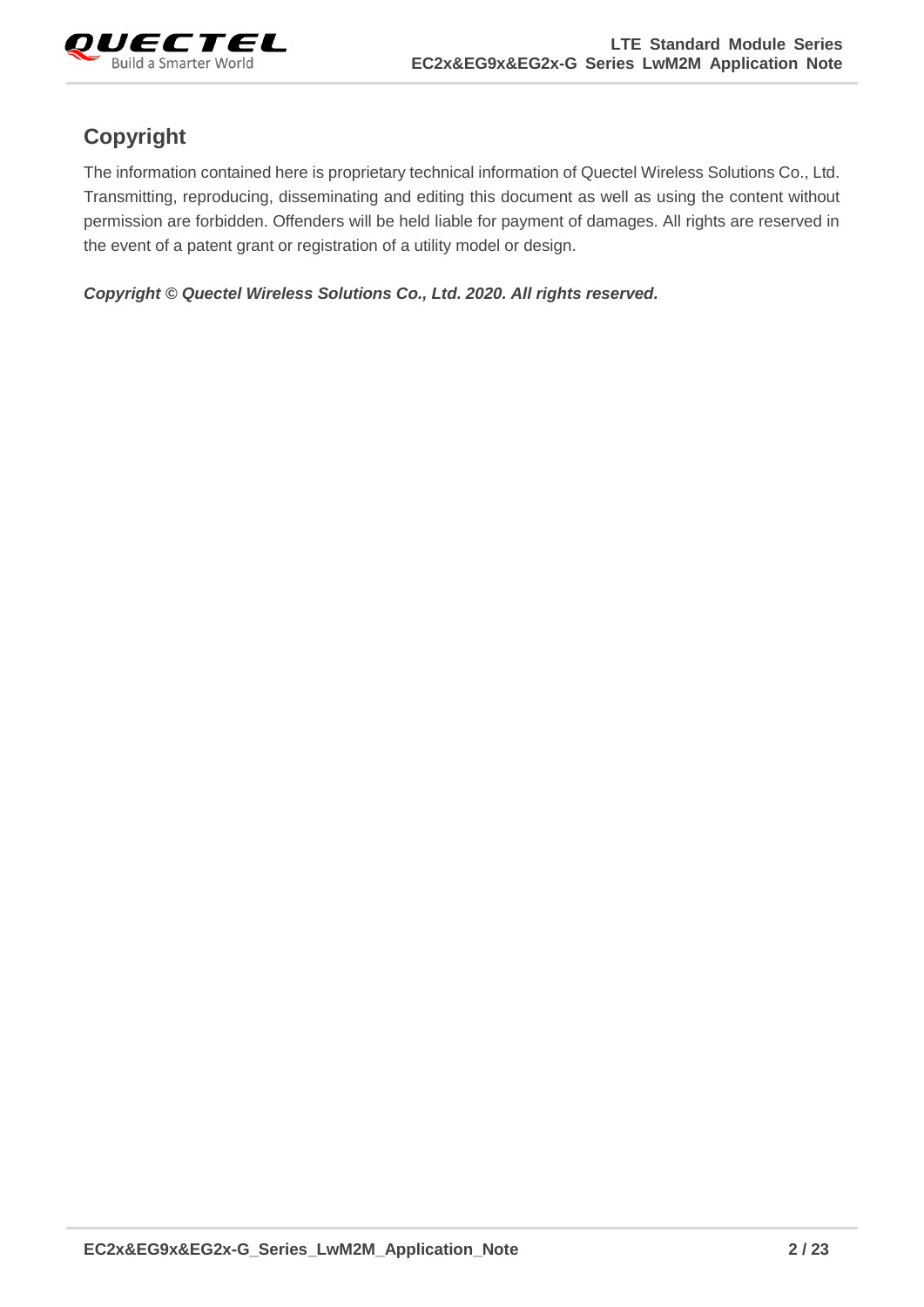## Copyright

The information contained here is proprietary technical information of Quectel Wireless Solutions Co., Ltd. Transmitting, reproducing, disseminating and editing this document as well as using the content without permission are forbidden. Offenders will be held liable for payment of damages. All rights are reserved in the event of a patent grant or registration of a utility model or design.

***Copyright © Quectel Wireless Solutions Co., Ltd. 2020. All rights reserved.***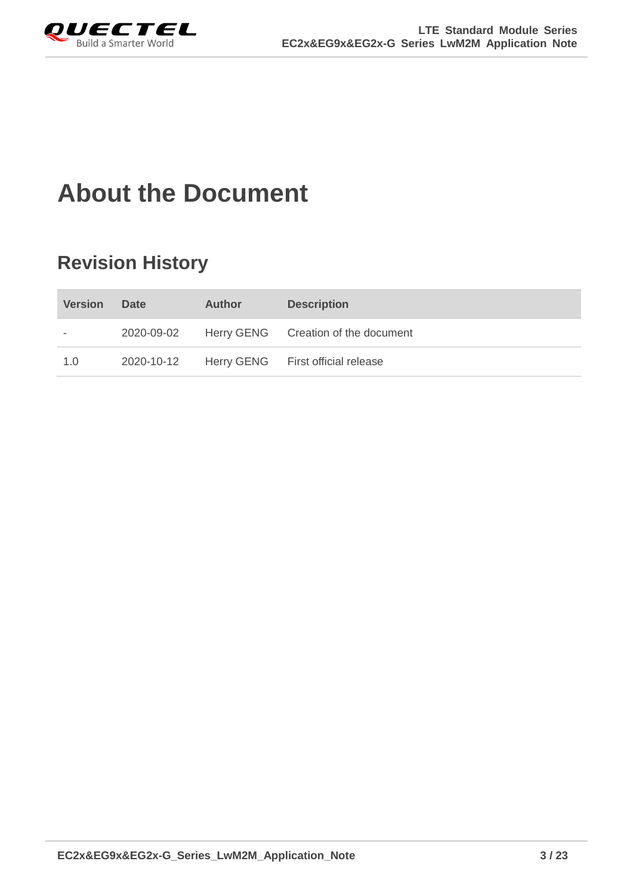# About the Document

## Revision History

| Version | Date | Author | Description |
|---|---|---|---|
| - | 2020-09-02 | Herry GENG | Creation of the document |
| 1.0 | 2020-10-12 | Herry GENG | First official release |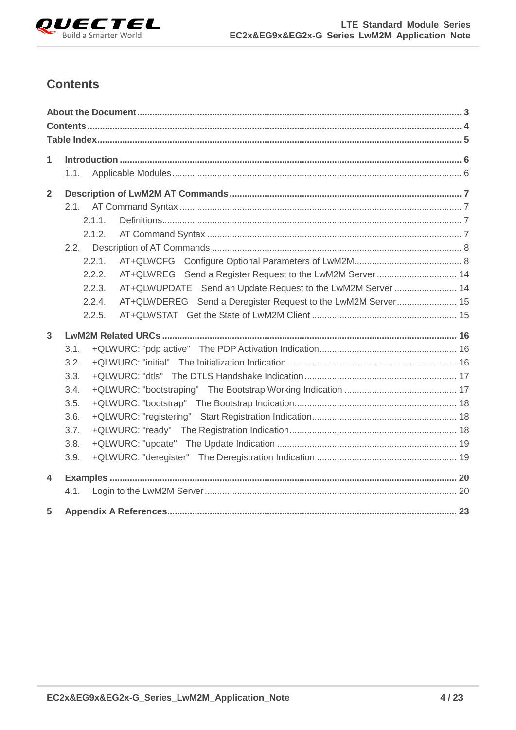## Contents

**About the Document** ........ 3
**Contents** ........ 4
**Table Index** ........ 5

**1 Introduction** ........ 6
- 1.1. Applicable Modules ........ 6

**2 Description of LwM2M AT Commands** ........ 7
- 2.1. AT Command Syntax ........ 7
  - 2.1.1. Definitions ........ 7
  - 2.1.2. AT Command Syntax ........ 7
- 2.2. Description of AT Commands ........ 8
  - 2.2.1. AT+QLWCFG Configure Optional Parameters of LwM2M ........ 8
  - 2.2.2. AT+QLWREG Send a Register Request to the LwM2M Server ........ 14
  - 2.2.3. AT+QLWUPDATE Send an Update Request to the LwM2M Server ........ 14
  - 2.2.4. AT+QLWDEREG Send a Deregister Request to the LwM2M Server ........ 15
  - 2.2.5. AT+QLWSTAT Get the State of LwM2M Client ........ 15

**3 LwM2M Related URCs** ........ 16
- 3.1. +QLWURC: "pdp active" The PDP Activation Indication ........ 16
- 3.2. +QLWURC: "initial" The Initialization Indication ........ 16
- 3.3. +QLWURC: "dtls" The DTLS Handshake Indication ........ 17
- 3.4. +QLWURC: "bootstraping" The Bootstrap Working Indication ........ 17
- 3.5. +QLWURC: "bootstrap" The Bootstrap Indication ........ 18
- 3.6. +QLWURC: "registering" Start Registration Indication ........ 18
- 3.7. +QLWURC: "ready" The Registration Indication ........ 18
- 3.8. +QLWURC: "update" The Update Indication ........ 19
- 3.9. +QLWURC: "deregister" The Deregistration Indication ........ 19

**4 Examples** ........ 20
- 4.1. Login to the LwM2M Server ........ 20

**5 Appendix A References** ........ 23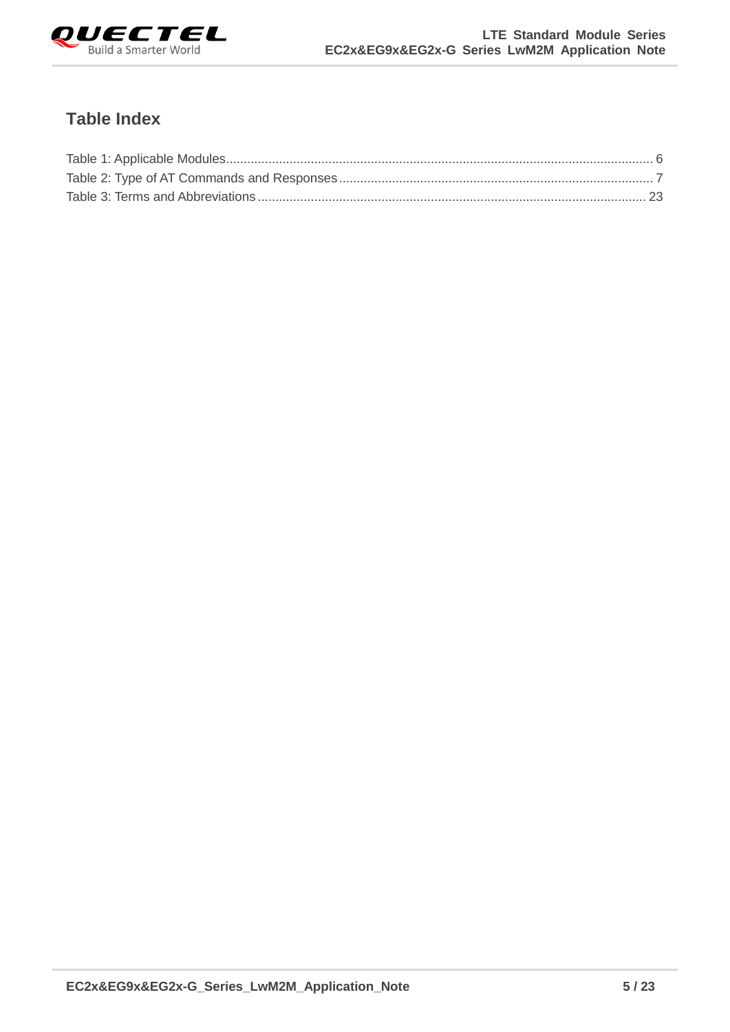## Table Index

Table 1: Applicable Modules........................................................................................................................ 6
Table 2: Type of AT Commands and Responses........................................................................................ 7
Table 3: Terms and Abbreviations............................................................................................................. 23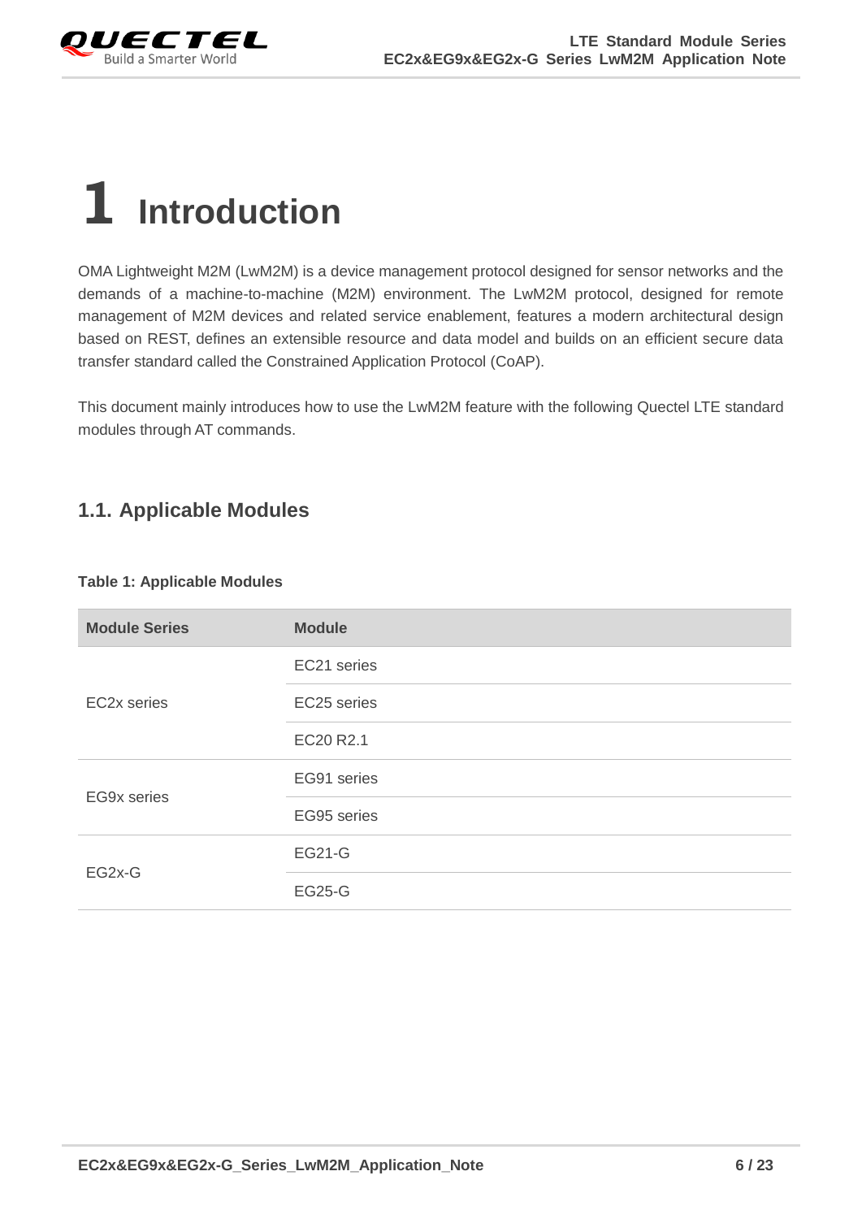# 1 Introduction

OMA Lightweight M2M (LwM2M) is a device management protocol designed for sensor networks and the demands of a machine-to-machine (M2M) environment. The LwM2M protocol, designed for remote management of M2M devices and related service enablement, features a modern architectural design based on REST, defines an extensible resource and data model and builds on an efficient secure data transfer standard called the Constrained Application Protocol (CoAP).

This document mainly introduces how to use the LwM2M feature with the following Quectel LTE standard modules through AT commands.

## 1.1. Applicable Modules

**Table 1: Applicable Modules**

| Module Series | Module |
|---|---|
| EC2x series | EC21 series |
| | EC25 series |
| | EC20 R2.1 |
| EG9x series | EG91 series |
| | EG95 series |
| EG2x-G | EG21-G |
| | EG25-G |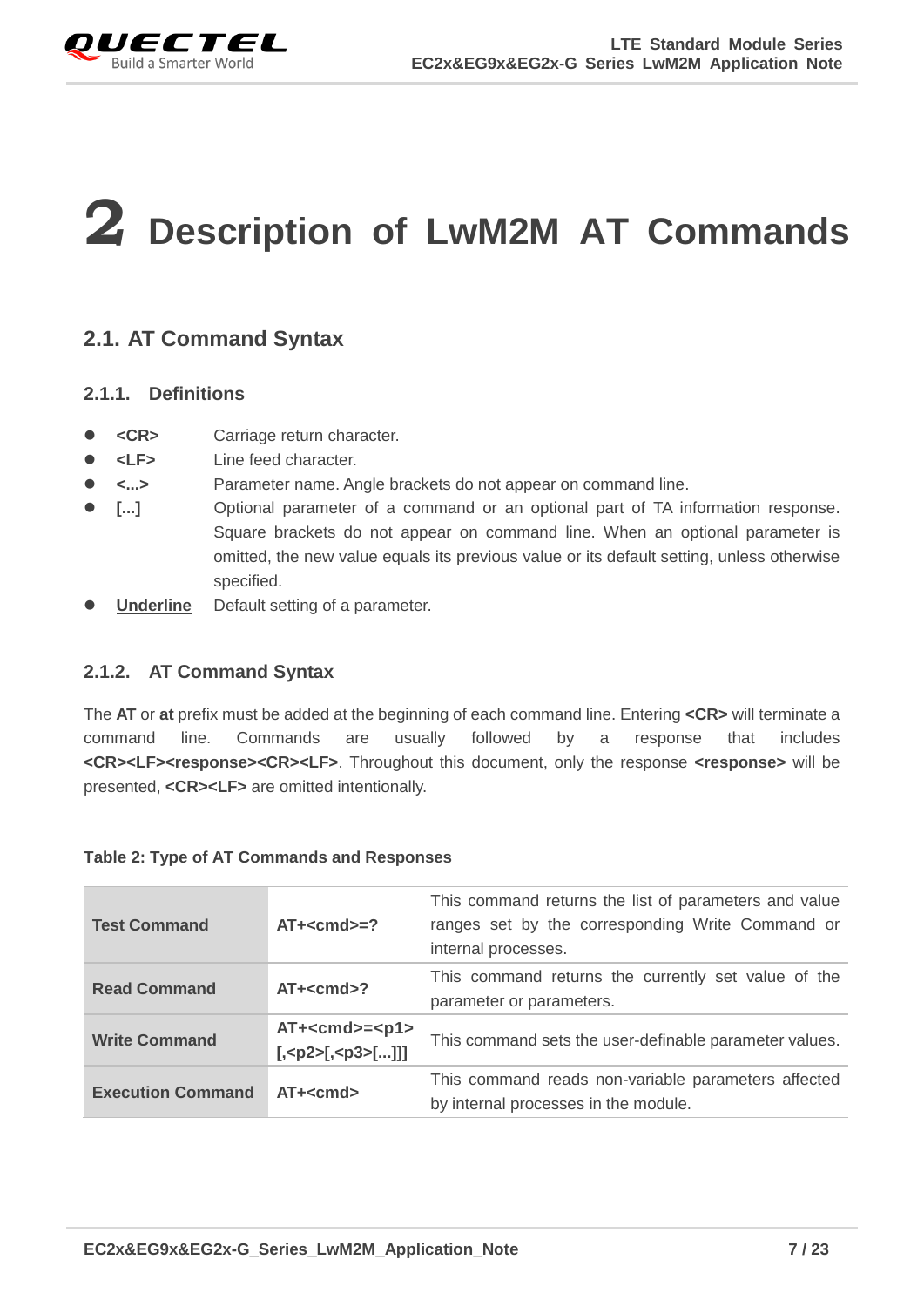# 2 Description of LwM2M AT Commands

## 2.1. AT Command Syntax

### 2.1.1. Definitions

- **<CR>** Carriage return character.
- **<LF>** Line feed character.
- **<...>** Parameter name. Angle brackets do not appear on command line.
- **[...]** Optional parameter of a command or an optional part of TA information response. Square brackets do not appear on command line. When an optional parameter is omitted, the new value equals its previous value or its default setting, unless otherwise specified.
- **Underline** Default setting of a parameter.

### 2.1.2. AT Command Syntax

The **AT** or **at** prefix must be added at the beginning of each command line. Entering **<CR>** will terminate a command line. Commands are usually followed by a response that includes **<CR><LF><response><CR><LF>**. Throughout this document, only the response **<response>** will be presented, **<CR><LF>** are omitted intentionally.

**Table 2: Type of AT Commands and Responses**

| | | |
|---|---|---|
| **Test Command** | **AT+<cmd>=?** | This command returns the list of parameters and value ranges set by the corresponding Write Command or internal processes. |
| **Read Command** | **AT+<cmd>?** | This command returns the currently set value of the parameter or parameters. |
| **Write Command** | **AT+<cmd>=<p1>[,<p2>[,<p3>[...]]]** | This command sets the user-definable parameter values. |
| **Execution Command** | **AT+<cmd>** | This command reads non-variable parameters affected by internal processes in the module. |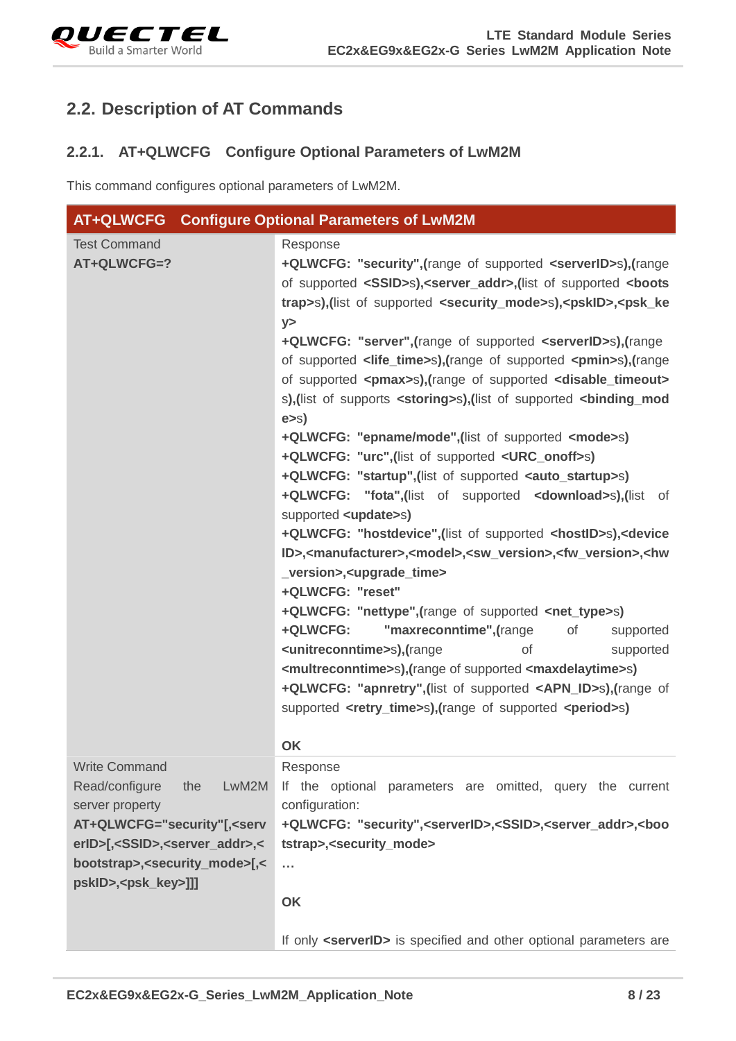## 2.2. Description of AT Commands

### 2.2.1. AT+QLWCFG Configure Optional Parameters of LwM2M

This command configures optional parameters of LwM2M.

| AT+QLWCFG Configure Optional Parameters of LwM2M | |
|---|---|
| Test Command<br>**AT+QLWCFG=?** | Response<br>**+QLWCFG: "security",(**range of supported **<serverID>**s**),(**range of supported **<SSID>**s**),<server_addr>,(**list of supported **<bootstrap>**s**),(**list of supported **<security_mode>**s**),<pskID>,<psk_key>**<br>**+QLWCFG: "server",(**range of supported **<serverID>**s**),(**range of supported **<life_time>**s**),(**range of supported **<pmin>**s**),(**range of supported **<pmax>**s**),(**range of supported **<disable_timeout>**s**),(**list of supports **<storing>**s**),(**list of supported **<binding_mode>**s**)**<br>**+QLWCFG: "epname/mode",(**list of supported **<mode>**s**)**<br>**+QLWCFG: "urc",(**list of supported **<URC_onoff>**s**)**<br>**+QLWCFG: "startup",(**list of supported **<auto_startup>**s**)**<br>**+QLWCFG: "fota",(**list of supported **<download>**s**),(**list of supported **<update>**s**)**<br>**+QLWCFG: "hostdevice",(**list of supported **<hostID>**s**),<deviceID>,<manufacturer>,<model>,<sw_version>,<fw_version>,<hw_version>,<upgrade_time>**<br>**+QLWCFG: "reset"**<br>**+QLWCFG: "nettype",(**range of supported **<net_type>**s**)**<br>**+QLWCFG: "maxreconntime",(**range of supported **<unitreconntime>**s**),(**range of supported **<multreconntime>**s**),(**range of supported **<maxdelaytime>**s**)**<br>**+QLWCFG: "apnretry",(**list of supported **<APN_ID>**s**),(**range of supported **<retry_time>**s**),(**range of supported **<period>**s**)**<br><br>**OK** |
| Write Command<br>Read/configure the LwM2M server property<br>**AT+QLWCFG="security"[,<serverID>[,<SSID>,<server_addr>,<bootstrap>,<security_mode>[,<pskID>,<psk_key>]]]** | Response<br>If the optional parameters are omitted, query the current configuration:<br>**+QLWCFG: "security",<serverID>,<SSID>,<server_addr>,<bootstrap>,<security_mode>**<br>**…**<br><br>**OK**<br><br>If only **<serverID>** is specified and other optional parameters are |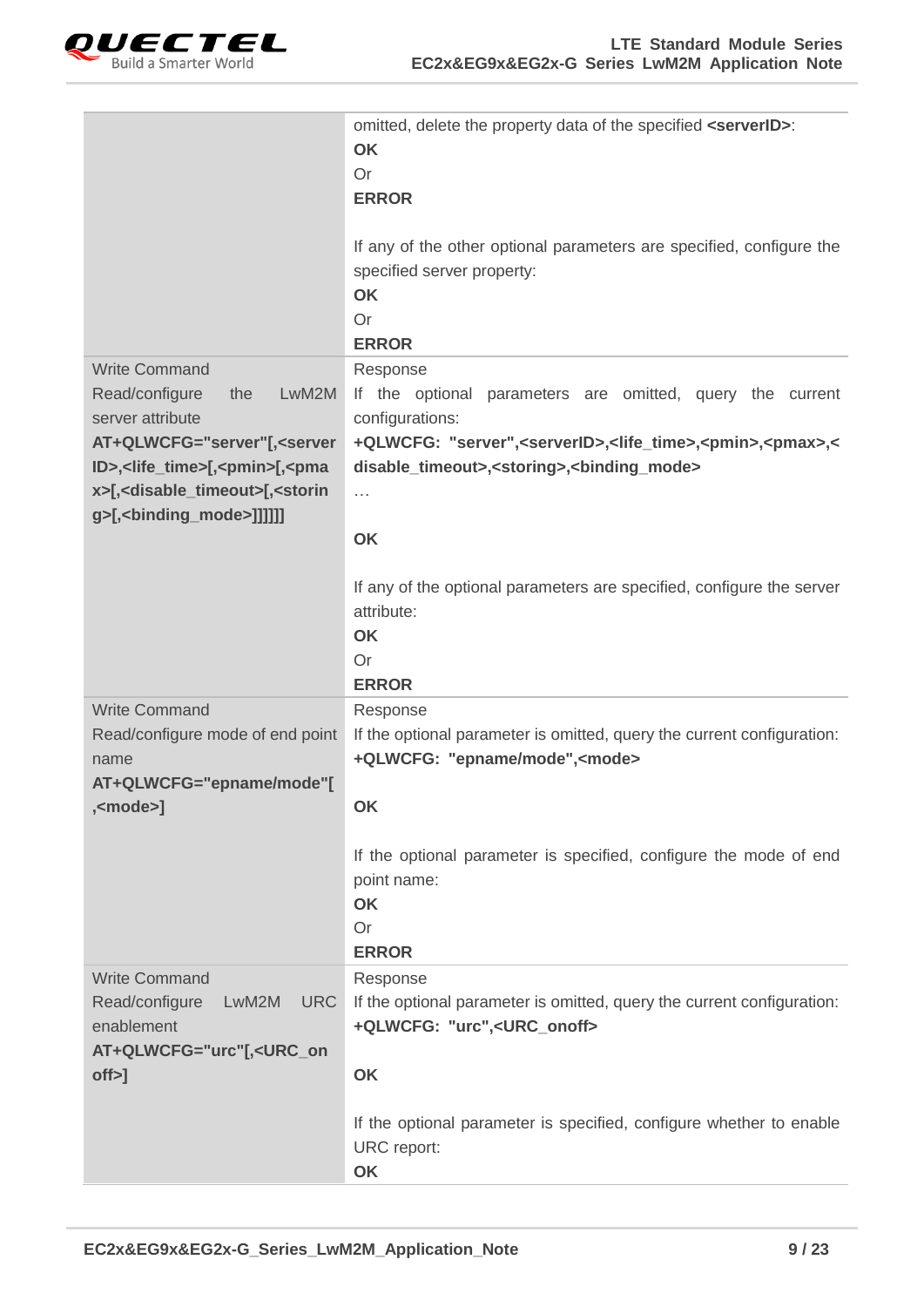| | |
|---|---|
| | omitted, delete the property data of the specified **<serverID>**:<br>**OK**<br>Or<br>**ERROR**<br><br>If any of the other optional parameters are specified, configure the specified server property:<br>**OK**<br>Or<br>**ERROR** |
| Write Command<br>Read/configure the LwM2M server attribute<br>**AT+QLWCFG="server"[,<serverID>,<life_time>[,<pmin>[,<pmax>[,<disable_timeout>[,<storing>[,<binding_mode>]]]]]]** | Response<br>If the optional parameters are omitted, query the current configurations:<br>**+QLWCFG: "server",<serverID>,<life_time>,<pmin>,<pmax>,<disable_timeout>,<storing>,<binding_mode>**<br>…<br><br>**OK**<br><br>If any of the optional parameters are specified, configure the server attribute:<br>**OK**<br>Or<br>**ERROR** |
| Write Command<br>Read/configure mode of end point name<br>**AT+QLWCFG="epname/mode"[,<mode>]** | Response<br>If the optional parameter is omitted, query the current configuration:<br>**+QLWCFG: "epname/mode",<mode>**<br><br>**OK**<br><br>If the optional parameter is specified, configure the mode of end point name:<br>**OK**<br>Or<br>**ERROR** |
| Write Command<br>Read/configure LwM2M URC enablement<br>**AT+QLWCFG="urc"[,<URC_onoff>]** | Response<br>If the optional parameter is omitted, query the current configuration:<br>**+QLWCFG: "urc",<URC_onoff>**<br><br>**OK**<br><br>If the optional parameter is specified, configure whether to enable URC report:<br>**OK** |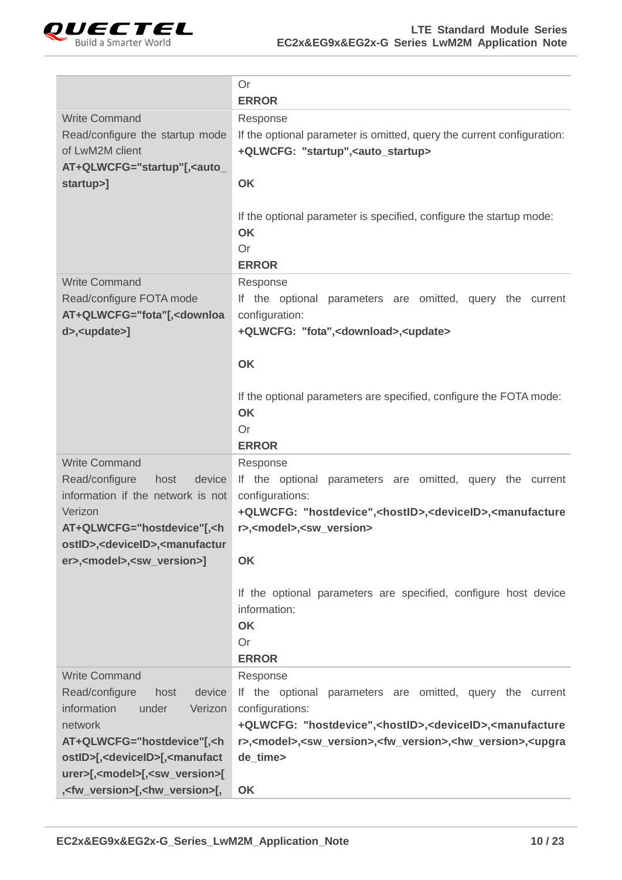| | |
|---|---|
| | Or<br>**ERROR** |
| Write Command<br>Read/configure the startup mode of LwM2M client<br>**AT+QLWCFG="startup"[,<auto_startup>]** | Response<br>If the optional parameter is omitted, query the current configuration:<br>**+QLWCFG: "startup",<auto_startup>**<br><br>**OK**<br><br>If the optional parameter is specified, configure the startup mode:<br>**OK**<br>Or<br>**ERROR** |
| Write Command<br>Read/configure FOTA mode<br>**AT+QLWCFG="fota"[,<download>,<update>]** | Response<br>If the optional parameters are omitted, query the current configuration:<br>**+QLWCFG: "fota",<download>,<update>**<br><br>**OK**<br><br>If the optional parameters are specified, configure the FOTA mode:<br>**OK**<br>Or<br>**ERROR** |
| Write Command<br>Read/configure host device information if the network is not Verizon<br>**AT+QLWCFG="hostdevice"[,<hostID>,<deviceID>,<manufacturer>,<model>,<sw_version>]** | Response<br>If the optional parameters are omitted, query the current configurations:<br>**+QLWCFG: "hostdevice",<hostID>,<deviceID>,<manufacturer>,<model>,<sw_version>**<br><br>**OK**<br><br>If the optional parameters are specified, configure host device information:<br>**OK**<br>Or<br>**ERROR** |
| Write Command<br>Read/configure host device information under Verizon network<br>**AT+QLWCFG="hostdevice"[,<hostID>[,<deviceID>[,<manufacturer>[,<model>[,<sw_version>[,<fw_version>[,<hw_version>[,** | Response<br>If the optional parameters are omitted, query the current configurations:<br>**+QLWCFG: "hostdevice",<hostID>,<deviceID>,<manufacturer>,<model>,<sw_version>,<fw_version>,<hw_version>,<upgrade_time>**<br><br>**OK** |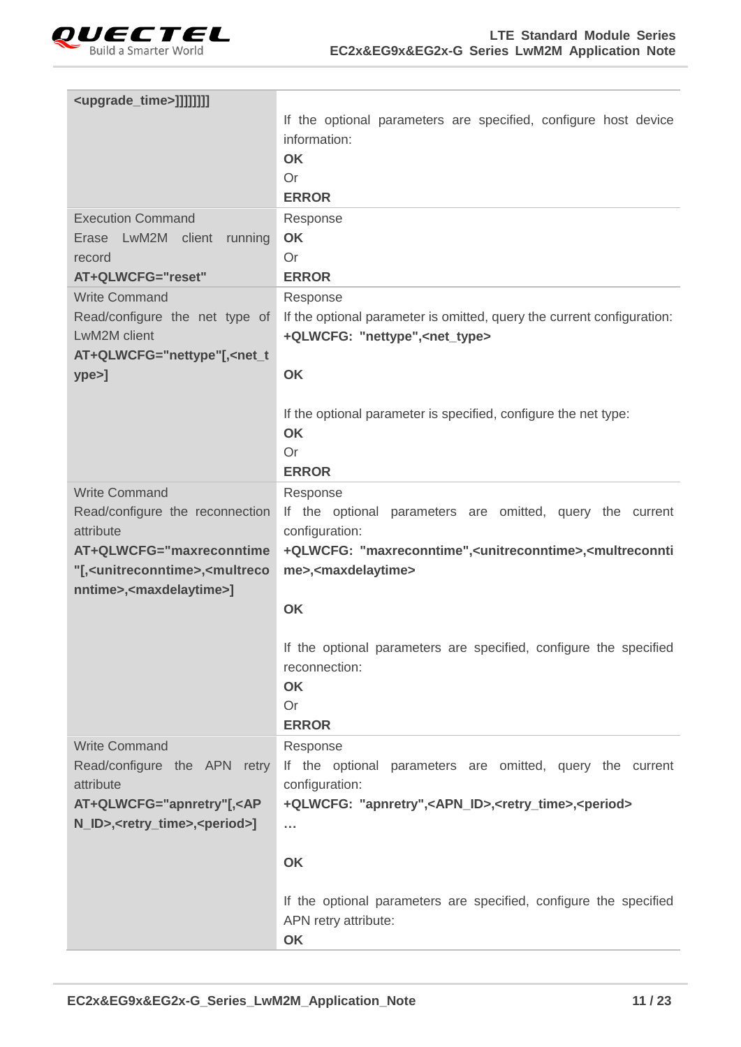| | |
|---|---|
| **<upgrade_time>]]]]]]]** | If the optional parameters are specified, configure host device information:<br>**OK**<br>Or<br>**ERROR** |
| Execution Command<br>Erase LwM2M client running record<br>**AT+QLWCFG="reset"** | Response<br>**OK**<br>Or<br>**ERROR** |
| Write Command<br>Read/configure the net type of LwM2M client<br>**AT+QLWCFG="nettype"[,<net_type>]** | Response<br>If the optional parameter is omitted, query the current configuration:<br>**+QLWCFG: "nettype",<net_type>**<br><br>**OK**<br><br>If the optional parameter is specified, configure the net type:<br>**OK**<br>Or<br>**ERROR** |
| Write Command<br>Read/configure the reconnection attribute<br>**AT+QLWCFG="maxreconntime"[,<unitreconntime>,<multreconntime>,<maxdelaytime>]** | Response<br>If the optional parameters are omitted, query the current configuration:<br>**+QLWCFG: "maxreconntime",<unitreconntime>,<multreconntime>,<maxdelaytime>**<br><br>**OK**<br><br>If the optional parameters are specified, configure the specified reconnection:<br>**OK**<br>Or<br>**ERROR** |
| Write Command<br>Read/configure the APN retry attribute<br>**AT+QLWCFG="apnretry"[,<APN_ID>,<retry_time>,<period>]** | Response<br>If the optional parameters are omitted, query the current configuration:<br>**+QLWCFG: "apnretry",<APN_ID>,<retry_time>,<period>**<br>**…**<br><br>**OK**<br><br>If the optional parameters are specified, configure the specified APN retry attribute:<br>**OK** |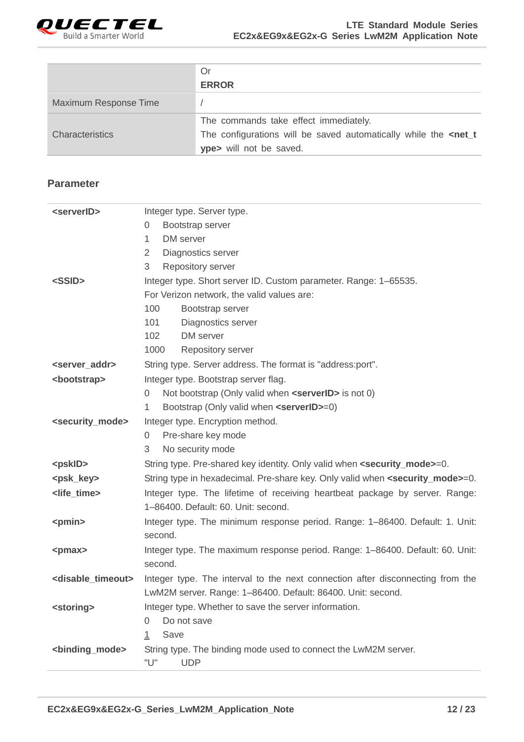| | Or<br>**ERROR** |
|---|---|
| Maximum Response Time | / |
| Characteristics | The commands take effect immediately.<br>The configurations will be saved automatically while the **<net_type>** will not be saved. |

**Parameter**

| | |
|---|---|
| **<serverID>** | Integer type. Server type.<br>0 Bootstrap server<br>1 DM server<br>2 Diagnostics server<br>3 Repository server |
| **<SSID>** | Integer type. Short server ID. Custom parameter. Range: 1–65535.<br>For Verizon network, the valid values are:<br>100 Bootstrap server<br>101 Diagnostics server<br>102 DM server<br>1000 Repository server |
| **<server_addr>** | String type. Server address. The format is "address:port". |
| **<bootstrap>** | Integer type. Bootstrap server flag.<br>0 Not bootstrap (Only valid when **<serverID>** is not 0)<br>1 Bootstrap (Only valid when **<serverID>**=0) |
| **<security_mode>** | Integer type. Encryption method.<br>0 Pre-share key mode<br>3 No security mode |
| **<pskID>** | String type. Pre-shared key identity. Only valid when **<security_mode>**=0. |
| **<psk_key>** | String type in hexadecimal. Pre-share key. Only valid when **<security_mode>**=0. |
| **<life_time>** | Integer type. The lifetime of receiving heartbeat package by server. Range: 1–86400. Default: 60. Unit: second. |
| **<pmin>** | Integer type. The minimum response period. Range: 1–86400. Default: 1. Unit: second. |
| **<pmax>** | Integer type. The maximum response period. Range: 1–86400. Default: 60. Unit: second. |
| **<disable_timeout>** | Integer type. The interval to the next connection after disconnecting from the LwM2M server. Range: 1–86400. Default: 86400. Unit: second. |
| **<storing>** | Integer type. Whether to save the server information.<br>0 Do not save<br><u>1</u> Save |
| **<binding_mode>** | String type. The binding mode used to connect the LwM2M server.<br>"U" UDP |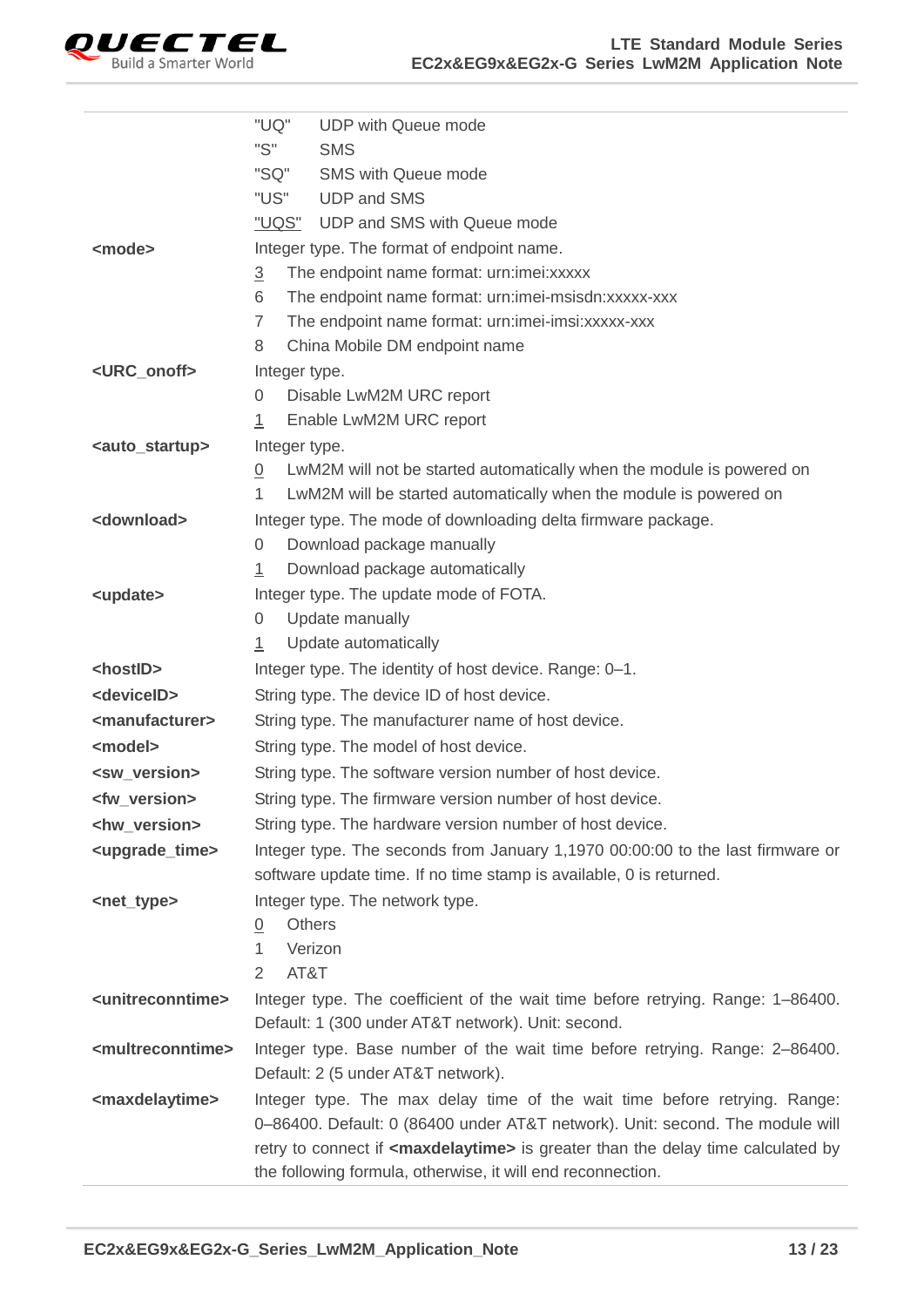| | |
|---|---|
| | "UQ" UDP with Queue mode<br>"S" SMS<br>"SQ" SMS with Queue mode<br>"US" UDP and SMS<br><u>"UQS"</u> UDP and SMS with Queue mode |
| **<mode>** | Integer type. The format of endpoint name.<br><u>3</u> The endpoint name format: urn:imei:xxxxx<br>6 The endpoint name format: urn:imei-msisdn:xxxxx-xxx<br>7 The endpoint name format: urn:imei-imsi:xxxxx-xxx<br>8 China Mobile DM endpoint name |
| **<URC_onoff>** | Integer type.<br>0 Disable LwM2M URC report<br><u>1</u> Enable LwM2M URC report |
| **<auto_startup>** | Integer type.<br><u>0</u> LwM2M will not be started automatically when the module is powered on<br>1 LwM2M will be started automatically when the module is powered on |
| **<download>** | Integer type. The mode of downloading delta firmware package.<br>0 Download package manually<br><u>1</u> Download package automatically |
| **<update>** | Integer type. The update mode of FOTA.<br>0 Update manually<br><u>1</u> Update automatically |
| **<hostID>** | Integer type. The identity of host device. Range: 0–1. |
| **<deviceID>** | String type. The device ID of host device. |
| **<manufacturer>** | String type. The manufacturer name of host device. |
| **<model>** | String type. The model of host device. |
| **<sw_version>** | String type. The software version number of host device. |
| **<fw_version>** | String type. The firmware version number of host device. |
| **<hw_version>** | String type. The hardware version number of host device. |
| **<upgrade_time>** | Integer type. The seconds from January 1,1970 00:00:00 to the last firmware or software update time. If no time stamp is available, 0 is returned. |
| **<net_type>** | Integer type. The network type.<br><u>0</u> Others<br>1 Verizon<br>2 AT&T |
| **<unitreconntime>** | Integer type. The coefficient of the wait time before retrying. Range: 1–86400. Default: 1 (300 under AT&T network). Unit: second. |
| **<multreconntime>** | Integer type. Base number of the wait time before retrying. Range: 2–86400. Default: 2 (5 under AT&T network). |
| **<maxdelaytime>** | Integer type. The max delay time of the wait time before retrying. Range: 0–86400. Default: 0 (86400 under AT&T network). Unit: second. The module will retry to connect if **<maxdelaytime>** is greater than the delay time calculated by the following formula, otherwise, it will end reconnection. |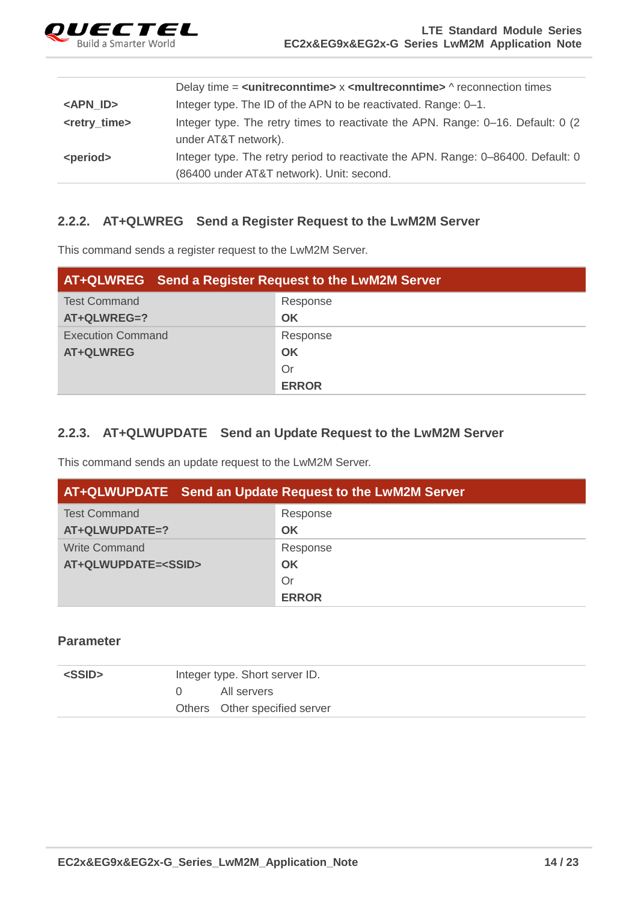| | |
|---|---|
| | Delay time = **<unitreconntime>** x **<multreconntime>** ^ reconnection times |
| **<APN_ID>** | Integer type. The ID of the APN to be reactivated. Range: 0–1. |
| **<retry_time>** | Integer type. The retry times to reactivate the APN. Range: 0–16. Default: 0 (2 under AT&T network). |
| **<period>** | Integer type. The retry period to reactivate the APN. Range: 0–86400. Default: 0 (86400 under AT&T network). Unit: second. |

### 2.2.2. AT+QLWREG Send a Register Request to the LwM2M Server

This command sends a register request to the LwM2M Server.

| **AT+QLWREG Send a Register Request to the LwM2M Server** | |
|---|---|
| Test Command<br>**AT+QLWREG=?** | Response<br>**OK** |
| Execution Command<br>**AT+QLWREG** | Response<br>**OK**<br>Or<br>**ERROR** |

### 2.2.3. AT+QLWUPDATE Send an Update Request to the LwM2M Server

This command sends an update request to the LwM2M Server.

| **AT+QLWUPDATE Send an Update Request to the LwM2M Server** | |
|---|---|
| Test Command<br>**AT+QLWUPDATE=?** | Response<br>**OK** |
| Write Command<br>**AT+QLWUPDATE=<SSID>** | Response<br>**OK**<br>Or<br>**ERROR** |

**Parameter**

| | |
|---|---|
| **<SSID>** | Integer type. Short server ID.<br>0 All servers<br>Others Other specified server |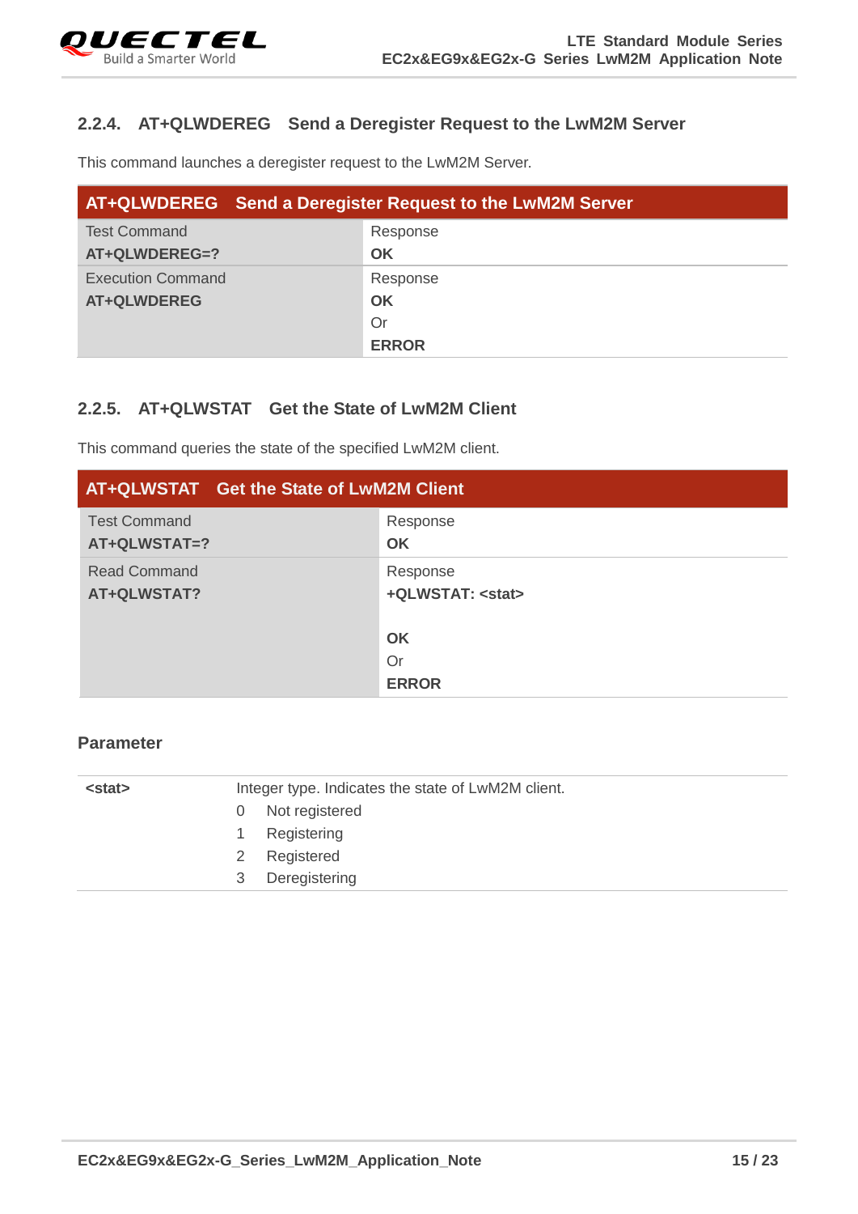### 2.2.4. AT+QLWDEREG Send a Deregister Request to the LwM2M Server

This command launches a deregister request to the LwM2M Server.

| AT+QLWDEREG Send a Deregister Request to the LwM2M Server | |
|---|---|
| Test Command<br>**AT+QLWDEREG=?** | Response<br>**OK** |
| Execution Command<br>**AT+QLWDEREG** | Response<br>**OK**<br>Or<br>**ERROR** |

### 2.2.5. AT+QLWSTAT Get the State of LwM2M Client

This command queries the state of the specified LwM2M client.

| AT+QLWSTAT Get the State of LwM2M Client | |
|---|---|
| Test Command<br>**AT+QLWSTAT=?** | Response<br>**OK** |
| Read Command<br>**AT+QLWSTAT?** | Response<br>**+QLWSTAT: <stat>**<br><br>**OK**<br>Or<br>**ERROR** |

**Parameter**

| | |
|---|---|
| **<stat>** | Integer type. Indicates the state of LwM2M client.<br>0 Not registered<br>1 Registering<br>2 Registered<br>3 Deregistering |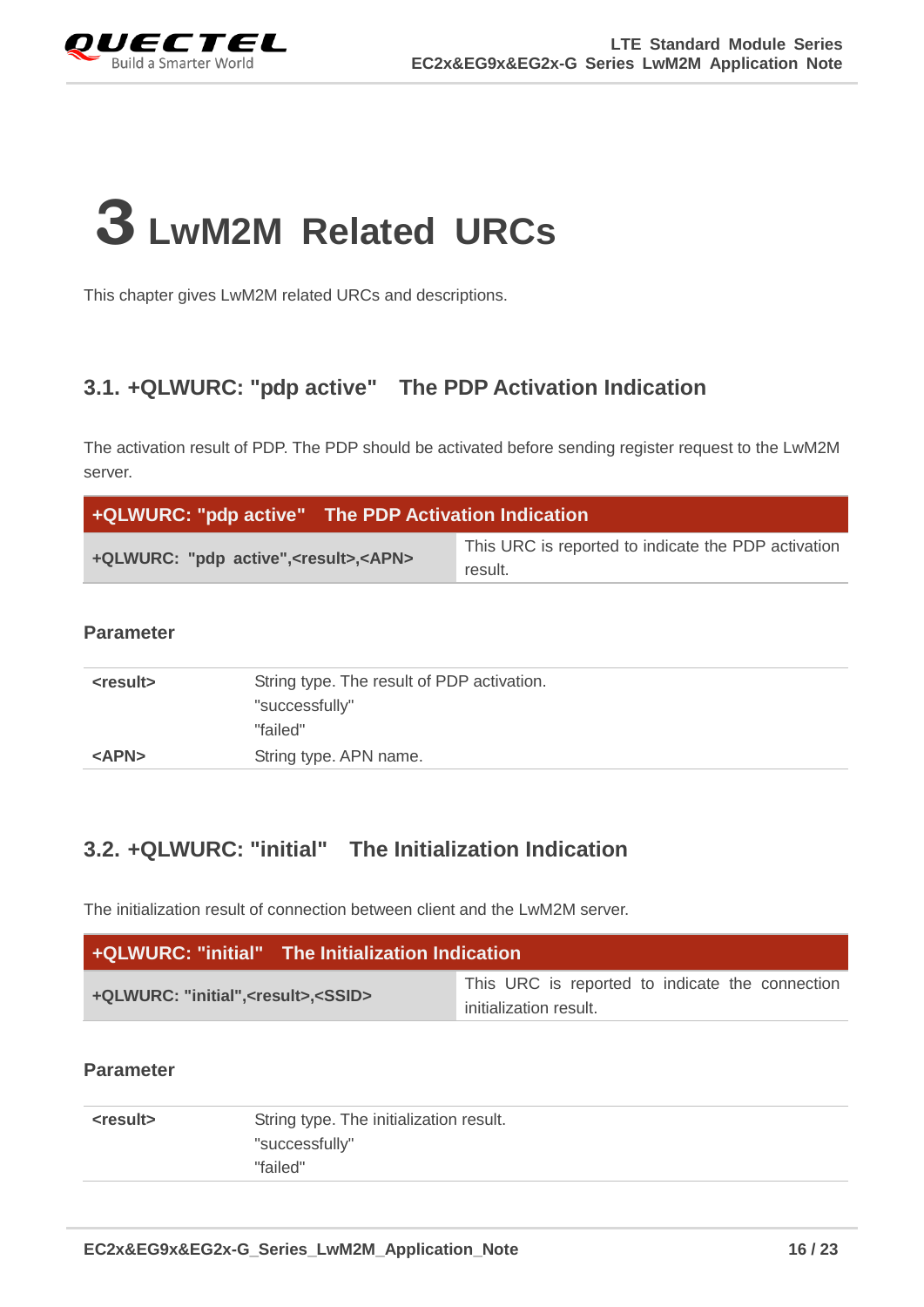# 3 LwM2M Related URCs

This chapter gives LwM2M related URCs and descriptions.

## 3.1. +QLWURC: "pdp active" The PDP Activation Indication

The activation result of PDP. The PDP should be activated before sending register request to the LwM2M server.

| +QLWURC: "pdp active" The PDP Activation Indication | |
|---|---|
| **+QLWURC: "pdp active",<result>,<APN>** | This URC is reported to indicate the PDP activation result. |

### Parameter

| | |
|---|---|
| **<result>** | String type. The result of PDP activation.<br>"successfully"<br>"failed" |
| **<APN>** | String type. APN name. |

## 3.2. +QLWURC: "initial" The Initialization Indication

The initialization result of connection between client and the LwM2M server.

| +QLWURC: "initial" The Initialization Indication | |
|---|---|
| **+QLWURC: "initial",<result>,<SSID>** | This URC is reported to indicate the connection initialization result. |

### Parameter

| | |
|---|---|
| **<result>** | String type. The initialization result.<br>"successfully"<br>"failed" |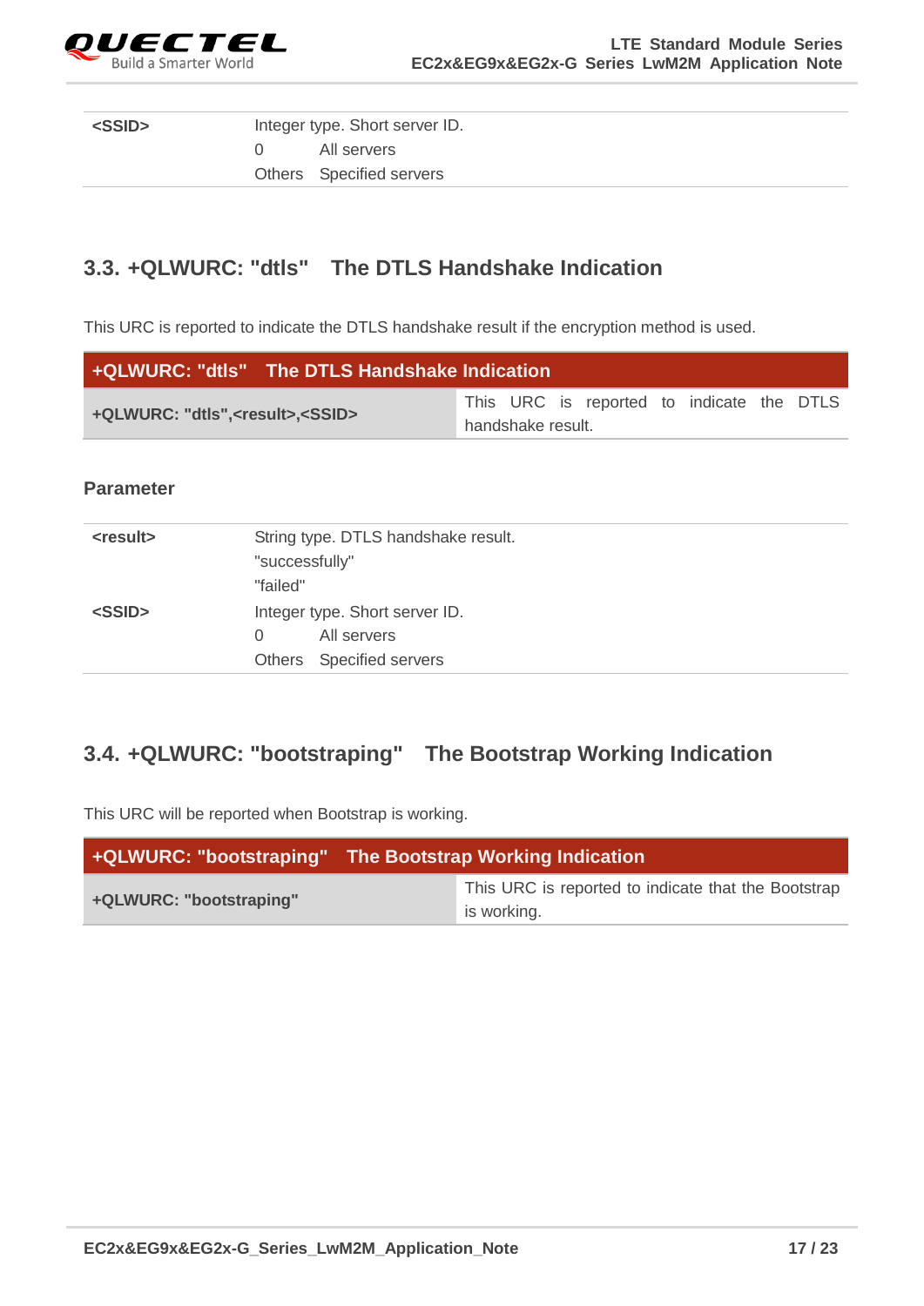| | |
|---|---|
| **<SSID>** | Integer type. Short server ID.<br>0 All servers<br>Others Specified servers |

## 3.3. +QLWURC: "dtls" The DTLS Handshake Indication

This URC is reported to indicate the DTLS handshake result if the encryption method is used.

| **+QLWURC: "dtls" The DTLS Handshake Indication** | |
|---|---|
| **+QLWURC: "dtls",<result>,<SSID>** | This URC is reported to indicate the DTLS handshake result. |

**Parameter**

| | |
|---|---|
| **<result>** | String type. DTLS handshake result.<br>"successfully"<br>"failed" |
| **<SSID>** | Integer type. Short server ID.<br>0 All servers<br>Others Specified servers |

## 3.4. +QLWURC: "bootstraping" The Bootstrap Working Indication

This URC will be reported when Bootstrap is working.

| **+QLWURC: "bootstraping" The Bootstrap Working Indication** | |
|---|---|
| **+QLWURC: "bootstraping"** | This URC is reported to indicate that the Bootstrap is working. |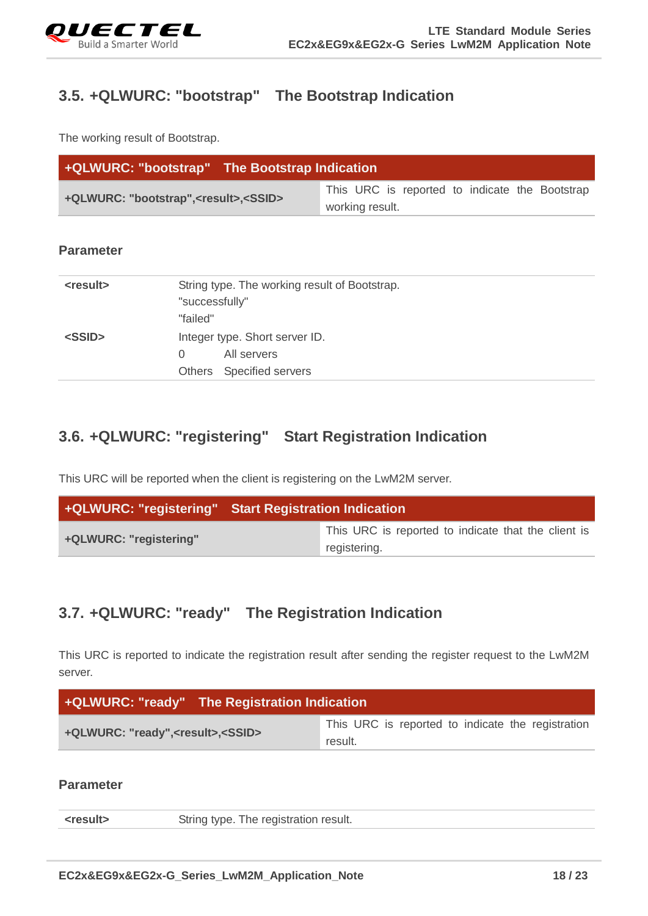## 3.5. +QLWURC: "bootstrap" The Bootstrap Indication

The working result of Bootstrap.

| +QLWURC: "bootstrap" The Bootstrap Indication | |
|---|---|
| **+QLWURC: "bootstrap",<result>,<SSID>** | This URC is reported to indicate the Bootstrap working result. |

**Parameter**

| | |
|---|---|
| **<result>** | String type. The working result of Bootstrap.<br>"successfully"<br>"failed" |
| **<SSID>** | Integer type. Short server ID.<br>0 All servers<br>Others Specified servers |

## 3.6. +QLWURC: "registering" Start Registration Indication

This URC will be reported when the client is registering on the LwM2M server.

| +QLWURC: "registering" Start Registration Indication | |
|---|---|
| **+QLWURC: "registering"** | This URC is reported to indicate that the client is registering. |

## 3.7. +QLWURC: "ready" The Registration Indication

This URC is reported to indicate the registration result after sending the register request to the LwM2M server.

| +QLWURC: "ready" The Registration Indication | |
|---|---|
| **+QLWURC: "ready",<result>,<SSID>** | This URC is reported to indicate the registration result. |

**Parameter**

| | |
|---|---|
| **<result>** | String type. The registration result. |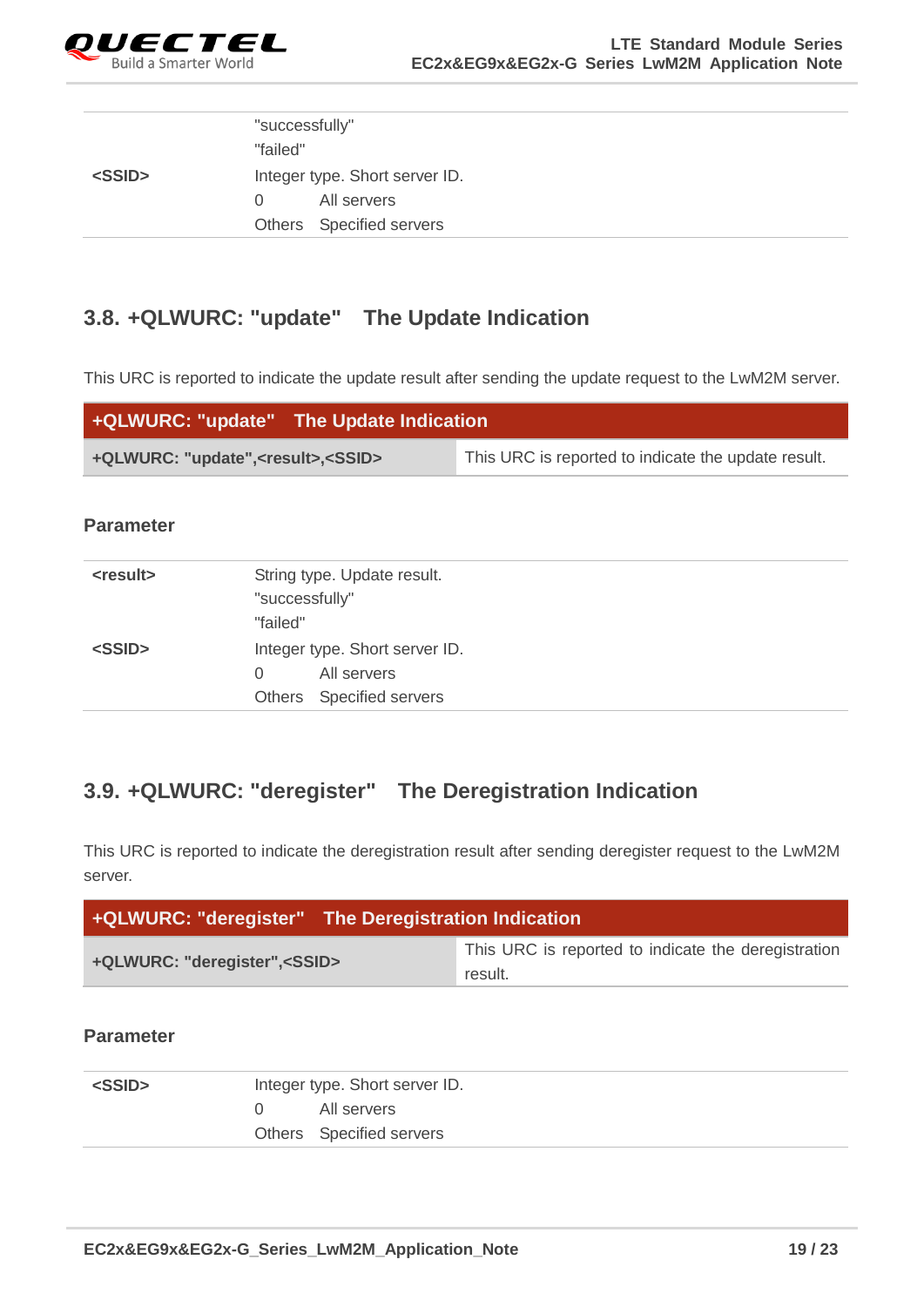| | |
|---|---|
| | "successfully" |
| | "failed" |
| **<SSID>** | Integer type. Short server ID.<br>0 All servers<br>Others Specified servers |

## 3.8. +QLWURC: "update" The Update Indication

This URC is reported to indicate the update result after sending the update request to the LwM2M server.

| +QLWURC: "update" The Update Indication | |
|---|---|
| **+QLWURC: "update",<result>,<SSID>** | This URC is reported to indicate the update result. |

**Parameter**

| | |
|---|---|
| **<result>** | String type. Update result.<br>"successfully"<br>"failed" |
| **<SSID>** | Integer type. Short server ID.<br>0 All servers<br>Others Specified servers |

## 3.9. +QLWURC: "deregister" The Deregistration Indication

This URC is reported to indicate the deregistration result after sending deregister request to the LwM2M server.

| +QLWURC: "deregister" The Deregistration Indication | |
|---|---|
| **+QLWURC: "deregister",<SSID>** | This URC is reported to indicate the deregistration result. |

**Parameter**

| | |
|---|---|
| **<SSID>** | Integer type. Short server ID.<br>0 All servers<br>Others Specified servers |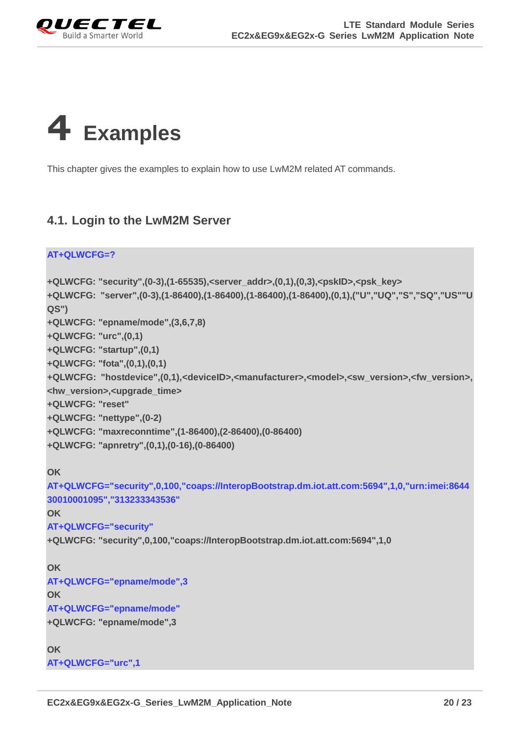# 4 Examples

This chapter gives the examples to explain how to use LwM2M related AT commands.

## 4.1. Login to the LwM2M Server

```
AT+QLWCFG=?

+QLWCFG: "security",(0-3),(1-65535),<server_addr>,(0,1),(0,3),<pskID>,<psk_key>
+QLWCFG: "server",(0-3),(1-86400),(1-86400),(1-86400),(1-86400),(0,1),("U","UQ","S","SQ","US""UQS")
+QLWCFG: "epname/mode",(3,6,7,8)
+QLWCFG: "urc",(0,1)
+QLWCFG: "startup",(0,1)
+QLWCFG: "fota",(0,1),(0,1)
+QLWCFG: "hostdevice",(0,1),<deviceID>,<manufacturer>,<model>,<sw_version>,<fw_version>,<hw_version>,<upgrade_time>
+QLWCFG: "reset"
+QLWCFG: "nettype",(0-2)
+QLWCFG: "maxreconntime",(1-86400),(2-86400),(0-86400)
+QLWCFG: "apnretry",(0,1),(0-16),(0-86400)

OK
AT+QLWCFG="security",0,100,"coaps://InteropBootstrap.dm.iot.att.com:5694",1,0,"urn:imei:864430010001095","313233343536"
OK
AT+QLWCFG="security"
+QLWCFG: "security",0,100,"coaps://InteropBootstrap.dm.iot.att.com:5694",1,0

OK
AT+QLWCFG="epname/mode",3
OK
AT+QLWCFG="epname/mode"
+QLWCFG: "epname/mode",3

OK
AT+QLWCFG="urc",1
```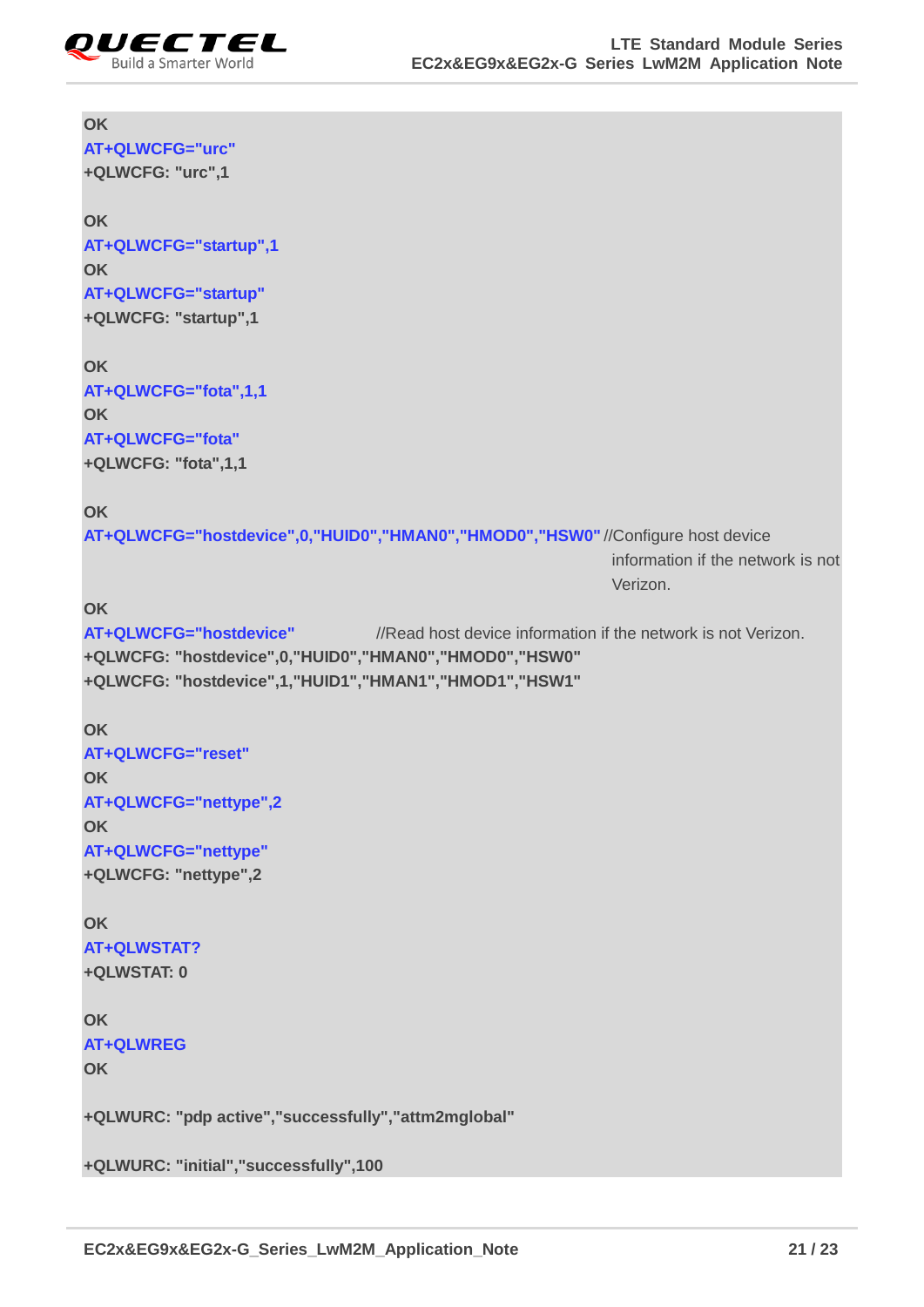```
OK
AT+QLWCFG="urc"
+QLWCFG: "urc",1

OK
AT+QLWCFG="startup",1
OK
AT+QLWCFG="startup"
+QLWCFG: "startup",1

OK
AT+QLWCFG="fota",1,1
OK
AT+QLWCFG="fota"
+QLWCFG: "fota",1,1

OK
AT+QLWCFG="hostdevice",0,"HUID0","HMAN0","HMOD0","HSW0" //Configure host device
                                                          information if the network is not
                                                          Verizon.
OK
AT+QLWCFG="hostdevice"            //Read host device information if the network is not Verizon.
+QLWCFG: "hostdevice",0,"HUID0","HMAN0","HMOD0","HSW0"
+QLWCFG: "hostdevice",1,"HUID1","HMAN1","HMOD1","HSW1"

OK
AT+QLWCFG="reset"
OK
AT+QLWCFG="nettype",2
OK
AT+QLWCFG="nettype"
+QLWCFG: "nettype",2

OK
AT+QLWSTAT?
+QLWSTAT: 0

OK
AT+QLWREG
OK

+QLWURC: "pdp active","successfully","attm2mglobal"

+QLWURC: "initial","successfully",100
```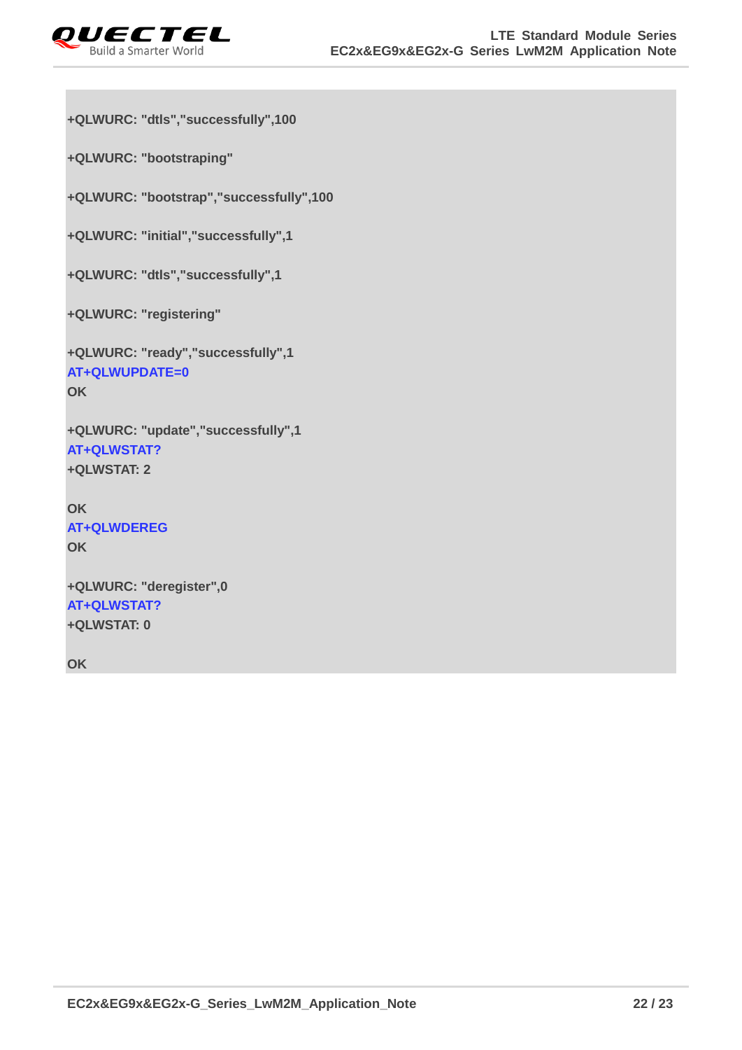```
+QLWURC: "dtls","successfully",100

+QLWURC: "bootstraping"

+QLWURC: "bootstrap","successfully",100

+QLWURC: "initial","successfully",1

+QLWURC: "dtls","successfully",1

+QLWURC: "registering"

+QLWURC: "ready","successfully",1
AT+QLWUPDATE=0
OK

+QLWURC: "update","successfully",1
AT+QLWSTAT?
+QLWSTAT: 2

OK
AT+QLWDEREG
OK

+QLWURC: "deregister",0
AT+QLWSTAT?
+QLWSTAT: 0

OK
```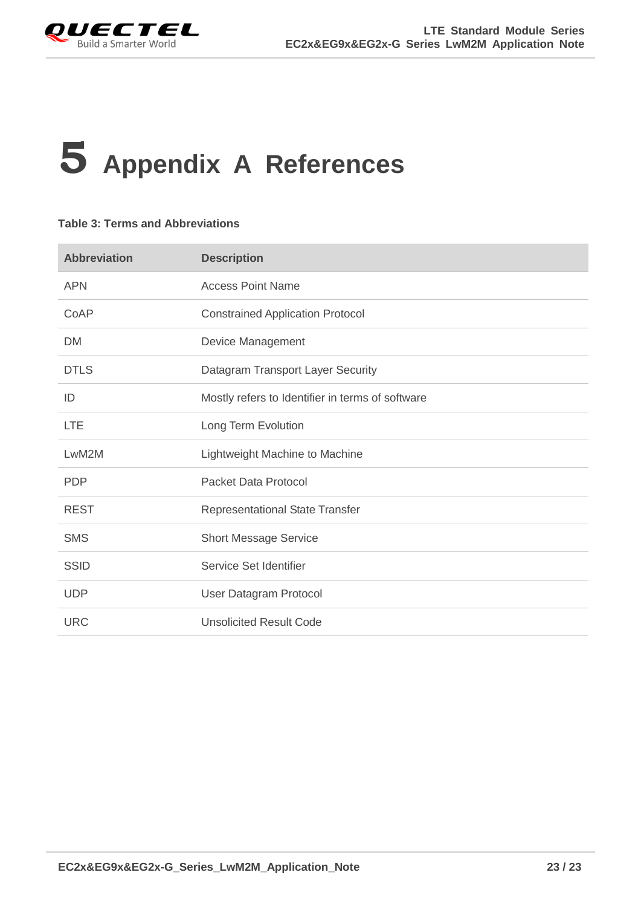# 5 Appendix A References

**Table 3: Terms and Abbreviations**

| Abbreviation | Description |
|---|---|
| APN | Access Point Name |
| CoAP | Constrained Application Protocol |
| DM | Device Management |
| DTLS | Datagram Transport Layer Security |
| ID | Mostly refers to Identifier in terms of software |
| LTE | Long Term Evolution |
| LwM2M | Lightweight Machine to Machine |
| PDP | Packet Data Protocol |
| REST | Representational State Transfer |
| SMS | Short Message Service |
| SSID | Service Set Identifier |
| UDP | User Datagram Protocol |
| URC | Unsolicited Result Code |